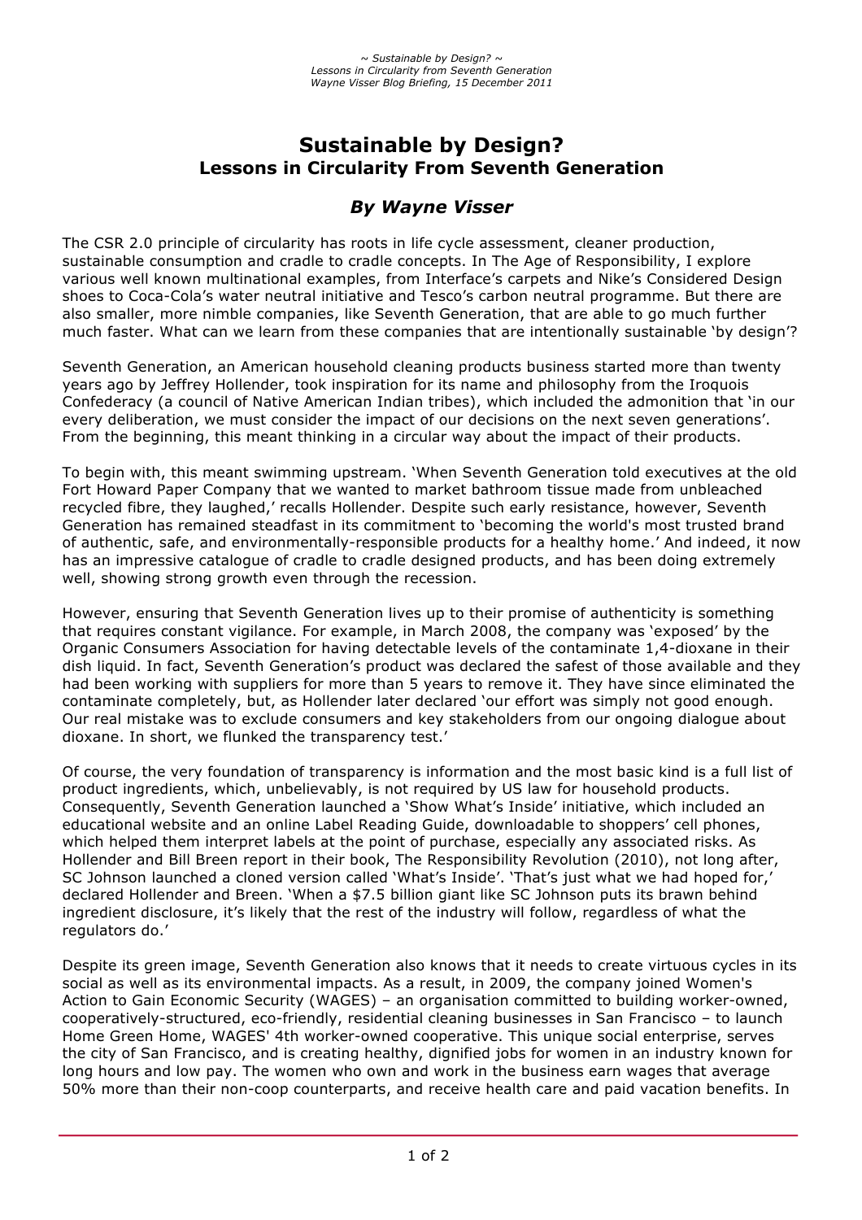# Sustainable by Design?
## Lessons in Circularity From Seventh Generation

### *By Wayne Visser*

The CSR 2.0 principle of circularity has roots in life cycle assessment, cleaner production, sustainable consumption and cradle to cradle concepts. In The Age of Responsibility, I explore various well known multinational examples, from Interface's carpets and Nike's Considered Design shoes to Coca-Cola's water neutral initiative and Tesco's carbon neutral programme. But there are also smaller, more nimble companies, like Seventh Generation, that are able to go much further much faster. What can we learn from these companies that are intentionally sustainable 'by design'?

Seventh Generation, an American household cleaning products business started more than twenty years ago by Jeffrey Hollender, took inspiration for its name and philosophy from the Iroquois Confederacy (a council of Native American Indian tribes), which included the admonition that 'in our every deliberation, we must consider the impact of our decisions on the next seven generations'. From the beginning, this meant thinking in a circular way about the impact of their products.

To begin with, this meant swimming upstream. 'When Seventh Generation told executives at the old Fort Howard Paper Company that we wanted to market bathroom tissue made from unbleached recycled fibre, they laughed,' recalls Hollender. Despite such early resistance, however, Seventh Generation has remained steadfast in its commitment to 'becoming the world's most trusted brand of authentic, safe, and environmentally-responsible products for a healthy home.' And indeed, it now has an impressive catalogue of cradle to cradle designed products, and has been doing extremely well, showing strong growth even through the recession.

However, ensuring that Seventh Generation lives up to their promise of authenticity is something that requires constant vigilance. For example, in March 2008, the company was 'exposed' by the Organic Consumers Association for having detectable levels of the contaminate 1,4-dioxane in their dish liquid. In fact, Seventh Generation's product was declared the safest of those available and they had been working with suppliers for more than 5 years to remove it. They have since eliminated the contaminate completely, but, as Hollender later declared 'our effort was simply not good enough. Our real mistake was to exclude consumers and key stakeholders from our ongoing dialogue about dioxane. In short, we flunked the transparency test.'

Of course, the very foundation of transparency is information and the most basic kind is a full list of product ingredients, which, unbelievably, is not required by US law for household products. Consequently, Seventh Generation launched a 'Show What's Inside' initiative, which included an educational website and an online Label Reading Guide, downloadable to shoppers' cell phones, which helped them interpret labels at the point of purchase, especially any associated risks. As Hollender and Bill Breen report in their book, The Responsibility Revolution (2010), not long after, SC Johnson launched a cloned version called 'What's Inside'. 'That's just what we had hoped for,' declared Hollender and Breen. 'When a $7.5 billion giant like SC Johnson puts its brawn behind ingredient disclosure, it's likely that the rest of the industry will follow, regardless of what the regulators do.'

Despite its green image, Seventh Generation also knows that it needs to create virtuous cycles in its social as well as its environmental impacts. As a result, in 2009, the company joined Women's Action to Gain Economic Security (WAGES) – an organisation committed to building worker-owned, cooperatively-structured, eco-friendly, residential cleaning businesses in San Francisco – to launch Home Green Home, WAGES' 4th worker-owned cooperative. This unique social enterprise, serves the city of San Francisco, and is creating healthy, dignified jobs for women in an industry known for long hours and low pay. The women who own and work in the business earn wages that average 50% more than their non-coop counterparts, and receive health care and paid vacation benefits. In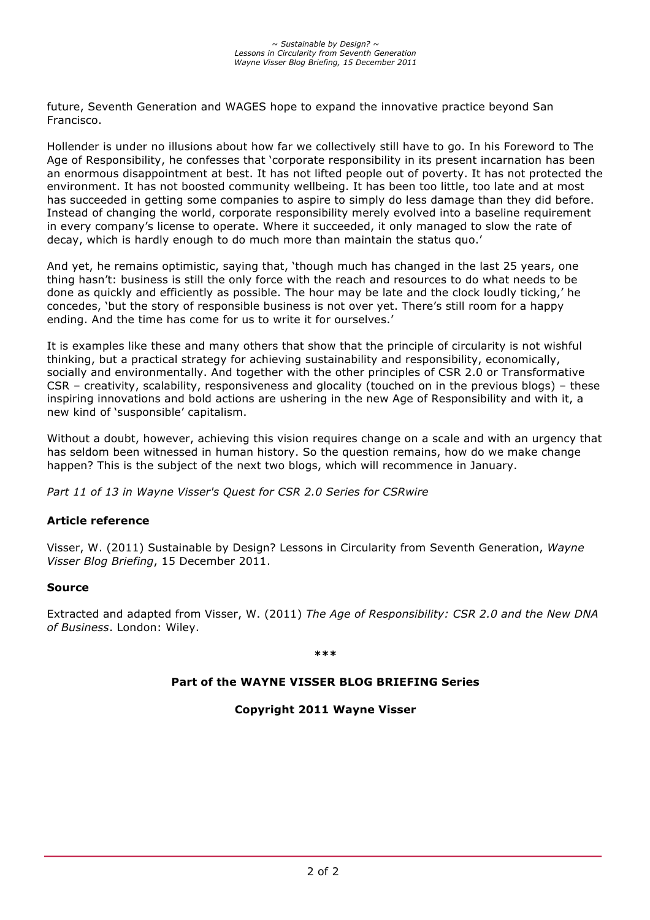future, Seventh Generation and WAGES hope to expand the innovative practice beyond San Francisco.

Hollender is under no illusions about how far we collectively still have to go. In his Foreword to The Age of Responsibility, he confesses that 'corporate responsibility in its present incarnation has been an enormous disappointment at best. It has not lifted people out of poverty. It has not protected the environment. It has not boosted community wellbeing. It has been too little, too late and at most has succeeded in getting some companies to aspire to simply do less damage than they did before. Instead of changing the world, corporate responsibility merely evolved into a baseline requirement in every company's license to operate. Where it succeeded, it only managed to slow the rate of decay, which is hardly enough to do much more than maintain the status quo.'

And yet, he remains optimistic, saying that, 'though much has changed in the last 25 years, one thing hasn't: business is still the only force with the reach and resources to do what needs to be done as quickly and efficiently as possible. The hour may be late and the clock loudly ticking,' he concedes, 'but the story of responsible business is not over yet. There's still room for a happy ending. And the time has come for us to write it for ourselves.'

It is examples like these and many others that show that the principle of circularity is not wishful thinking, but a practical strategy for achieving sustainability and responsibility, economically, socially and environmentally. And together with the other principles of CSR 2.0 or Transformative CSR – creativity, scalability, responsiveness and glocality (touched on in the previous blogs) – these inspiring innovations and bold actions are ushering in the new Age of Responsibility and with it, a new kind of 'susponsible' capitalism.

Without a doubt, however, achieving this vision requires change on a scale and with an urgency that has seldom been witnessed in human history. So the question remains, how do we make change happen? This is the subject of the next two blogs, which will recommence in January.

*Part 11 of 13 in Wayne Visser's Quest for CSR 2.0 Series for CSRwire*

**Article reference**

Visser, W. (2011) Sustainable by Design? Lessons in Circularity from Seventh Generation, *Wayne Visser Blog Briefing*, 15 December 2011.

**Source**

Extracted and adapted from Visser, W. (2011) *The Age of Responsibility: CSR 2.0 and the New DNA of Business*. London: Wiley.

***

**Part of the WAYNE VISSER BLOG BRIEFING Series**

**Copyright 2011 Wayne Visser**